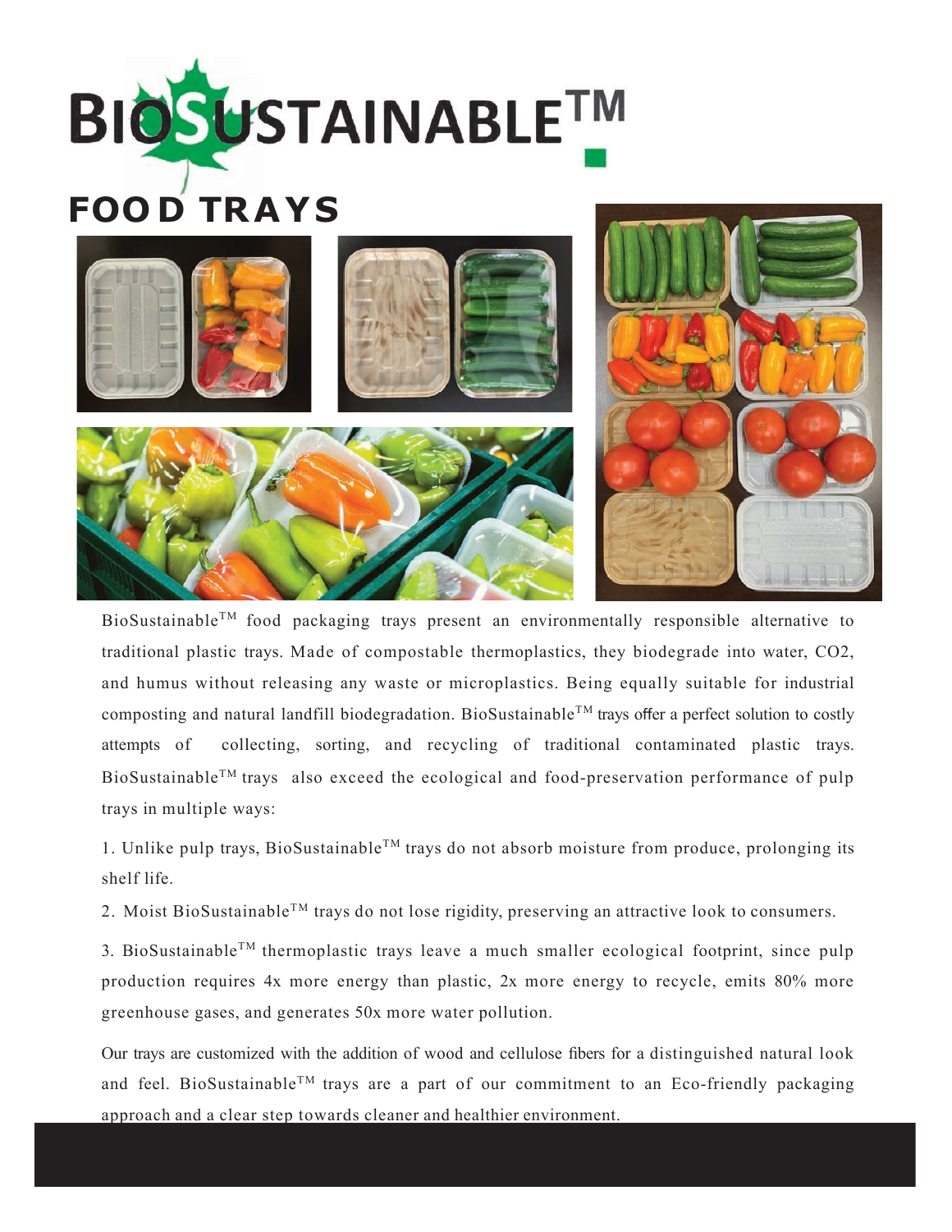# BIOSUSTAINABLE™

## FOOD TRAYS

BioSustainable™ food packaging trays present an environmentally responsible alternative to traditional plastic trays. Made of compostable thermoplastics, they biodegrade into water, $CO_2$, and humus without releasing any waste or microplastics. Being equally suitable for industrial composting and natural landfill biodegradation. BioSustainable™ trays offer a perfect solution to costly attempts of collecting, sorting, and recycling of traditional contaminated plastic trays. BioSustainable™ trays also exceed the ecological and food-preservation performance of pulp trays in multiple ways:

1. Unlike pulp trays, BioSustainable™ trays do not absorb moisture from produce, prolonging its shelf life.
2. Moist BioSustainable™ trays do not lose rigidity, preserving an attractive look to consumers.
3. BioSustainable™ thermoplastic trays leave a much smaller ecological footprint, since pulp production requires 4x more energy than plastic, 2x more energy to recycle, emits 80% more greenhouse gases, and generates 50x more water pollution.

Our trays are customized with the addition of wood and cellulose fibers for a distinguished natural look and feel. BioSustainable™ trays are a part of our commitment to an Eco-friendly packaging approach and a clear step towards cleaner and healthier environment.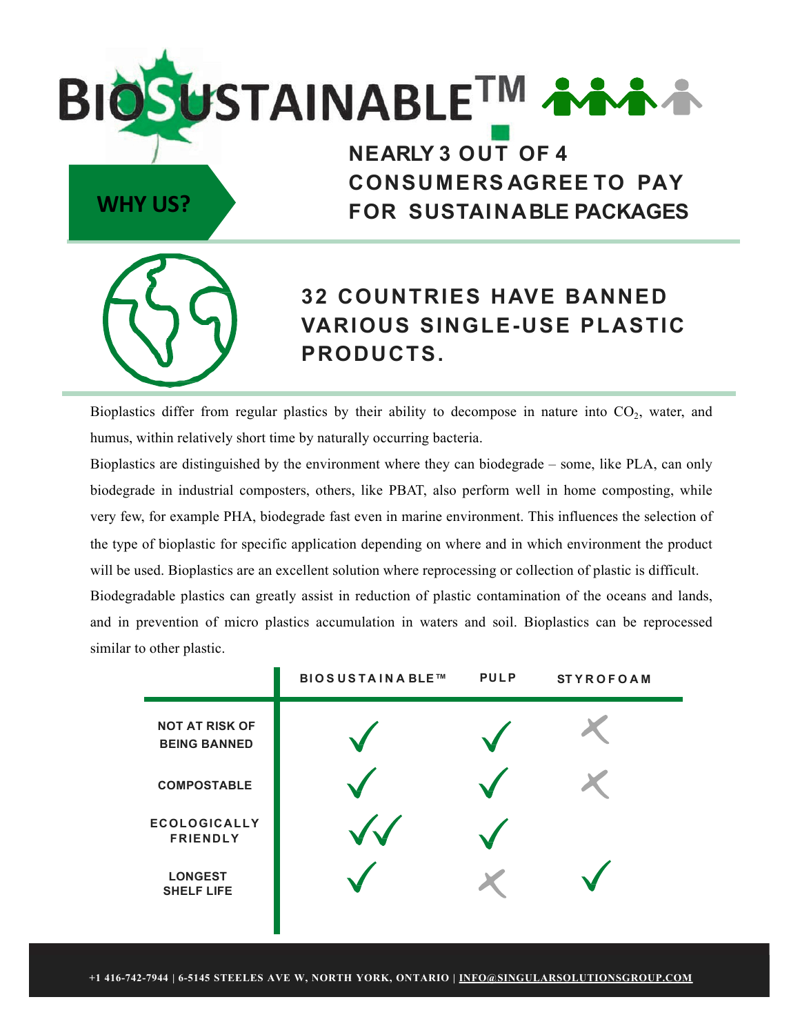# BIOSUSTAINABLE™

**WHY US?**

## NEARLY 3 OUT OF 4 CONSUMERS AGREE TO PAY FOR SUSTAINABLE PACKAGES

## 32 COUNTRIES HAVE BANNED VARIOUS SINGLE-USE PLASTIC PRODUCTS.

Bioplastics differ from regular plastics by their ability to decompose in nature into $CO_2$, water, and humus, within relatively short time by naturally occurring bacteria.

Bioplastics are distinguished by the environment where they can biodegrade – some, like PLA, can only biodegrade in industrial composters, others, like PBAT, also perform well in home composting, while very few, for example PHA, biodegrade fast even in marine environment. This influences the selection of the type of bioplastic for specific application depending on where and in which environment the product will be used. Bioplastics are an excellent solution where reprocessing or collection of plastic is difficult.

Biodegradable plastics can greatly assist in reduction of plastic contamination of the oceans and lands, and in prevention of micro plastics accumulation in waters and soil. Bioplastics can be reprocessed similar to other plastic.

| | BIOSUSTAINABLE™ | PULP | STYROFOAM |
|---|---|---|---|
| NOT AT RISK OF BEING BANNED | ✓ | ✓ | ✗ |
| COMPOSTABLE | ✓ | ✓ | ✗ |
| ECOLOGICALLY FRIENDLY | ✓✓ | ✓ | |
| LONGEST SHELF LIFE | ✓ | ✗ | ✓ |

+1 416-742-7944 | 6-5145 STEELES AVE W, NORTH YORK, ONTARIO | INFO@SINGULARSOLUTIONSGROUP.COM